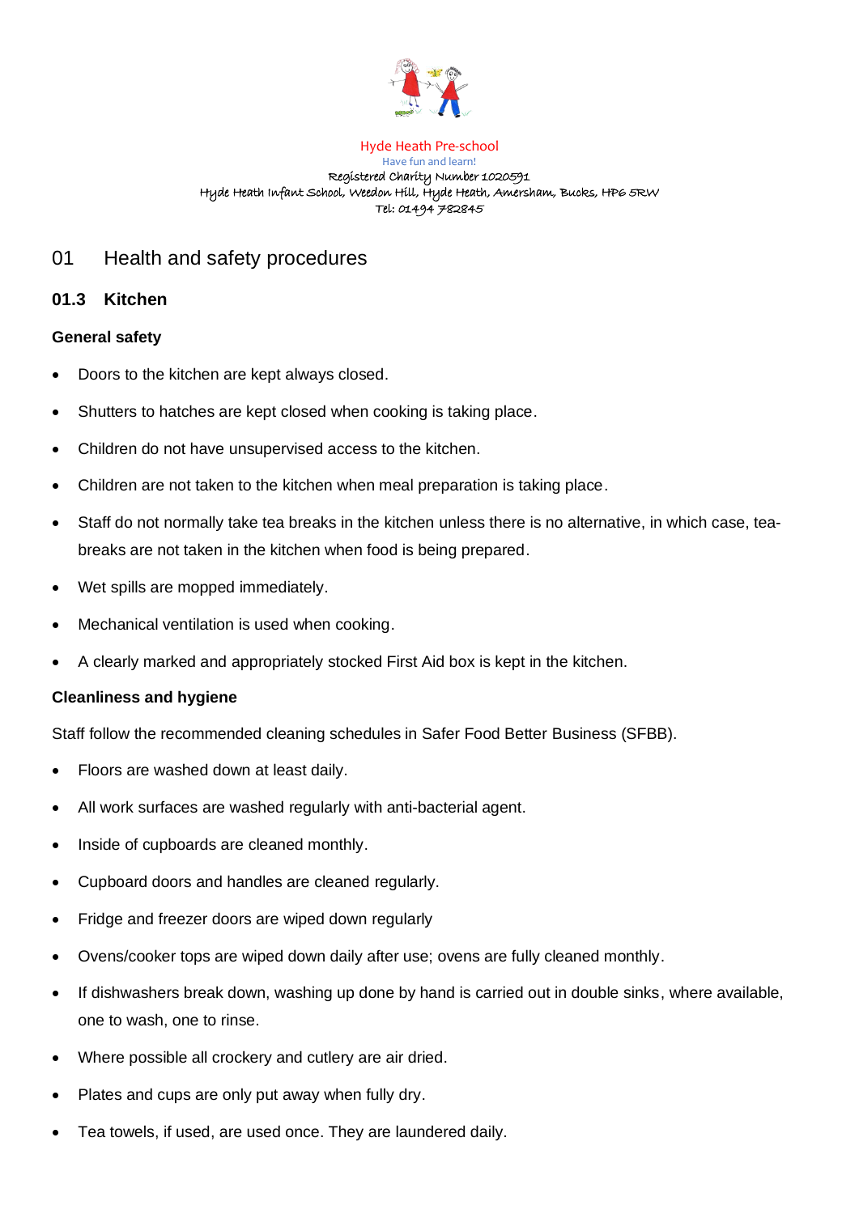Hyde Heath Pre-school
Have fun and learn!
Registered Charity Number 1020591
Hyde Heath Infant School, Weedon Hill, Hyde Heath, Amersham, Bucks, HP6 5RW
Tel: 01494 782845

# 01 Health and safety procedures

## 01.3 Kitchen

### General safety

- Doors to the kitchen are kept always closed.
- Shutters to hatches are kept closed when cooking is taking place.
- Children do not have unsupervised access to the kitchen.
- Children are not taken to the kitchen when meal preparation is taking place.
- Staff do not normally take tea breaks in the kitchen unless there is no alternative, in which case, tea-breaks are not taken in the kitchen when food is being prepared.
- Wet spills are mopped immediately.
- Mechanical ventilation is used when cooking.
- A clearly marked and appropriately stocked First Aid box is kept in the kitchen.

### Cleanliness and hygiene

Staff follow the recommended cleaning schedules in Safer Food Better Business (SFBB).

- Floors are washed down at least daily.
- All work surfaces are washed regularly with anti-bacterial agent.
- Inside of cupboards are cleaned monthly.
- Cupboard doors and handles are cleaned regularly.
- Fridge and freezer doors are wiped down regularly
- Ovens/cooker tops are wiped down daily after use; ovens are fully cleaned monthly.
- If dishwashers break down, washing up done by hand is carried out in double sinks, where available, one to wash, one to rinse.
- Where possible all crockery and cutlery are air dried.
- Plates and cups are only put away when fully dry.
- Tea towels, if used, are used once. They are laundered daily.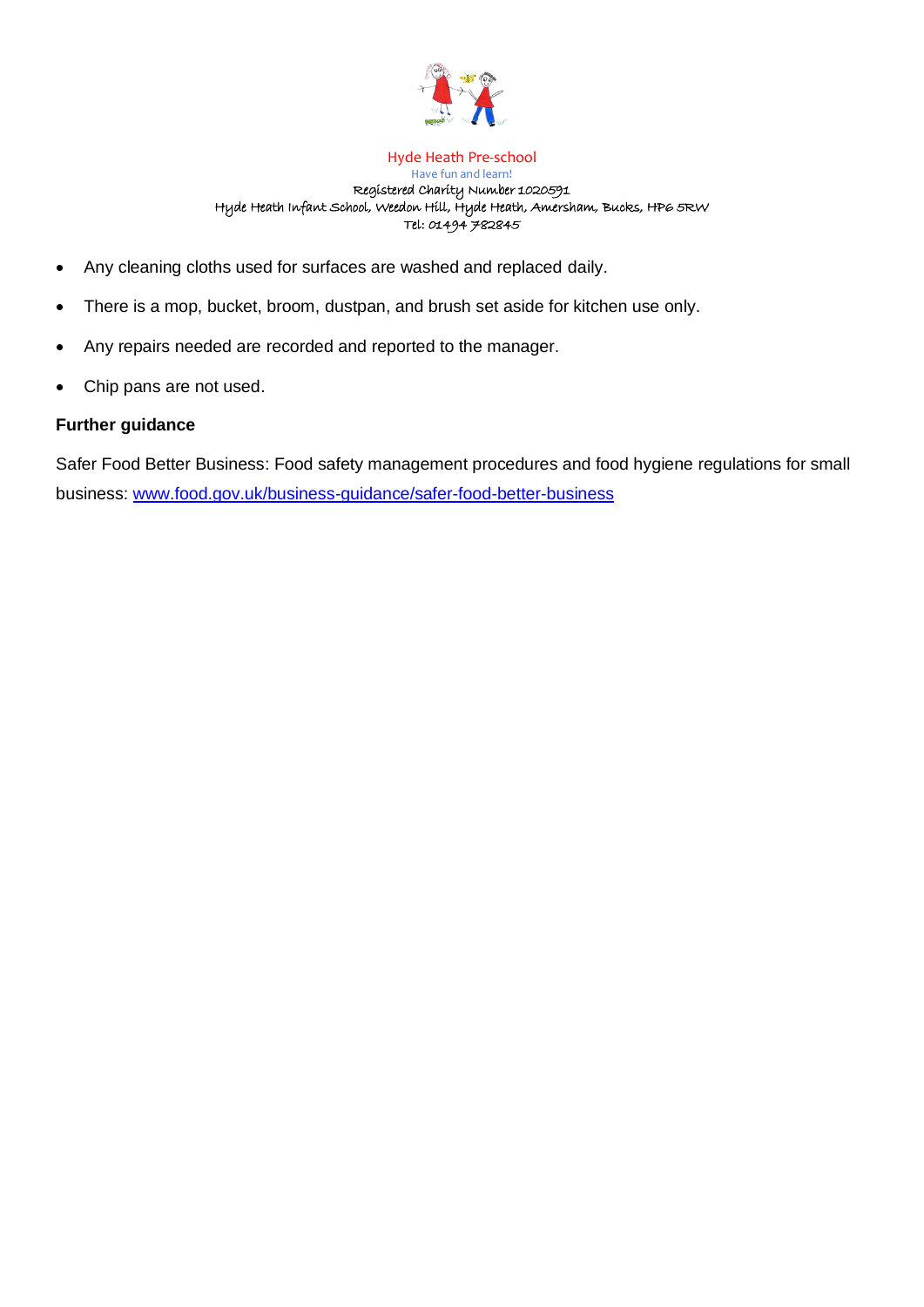- Any cleaning cloths used for surfaces are washed and replaced daily.
- There is a mop, bucket, broom, dustpan, and brush set aside for kitchen use only.
- Any repairs needed are recorded and reported to the manager.
- Chip pans are not used.

**Further guidance**

Safer Food Better Business: Food safety management procedures and food hygiene regulations for small business: [www.food.gov.uk/business-guidance/safer-food-better-business](www.food.gov.uk/business-guidance/safer-food-better-business)